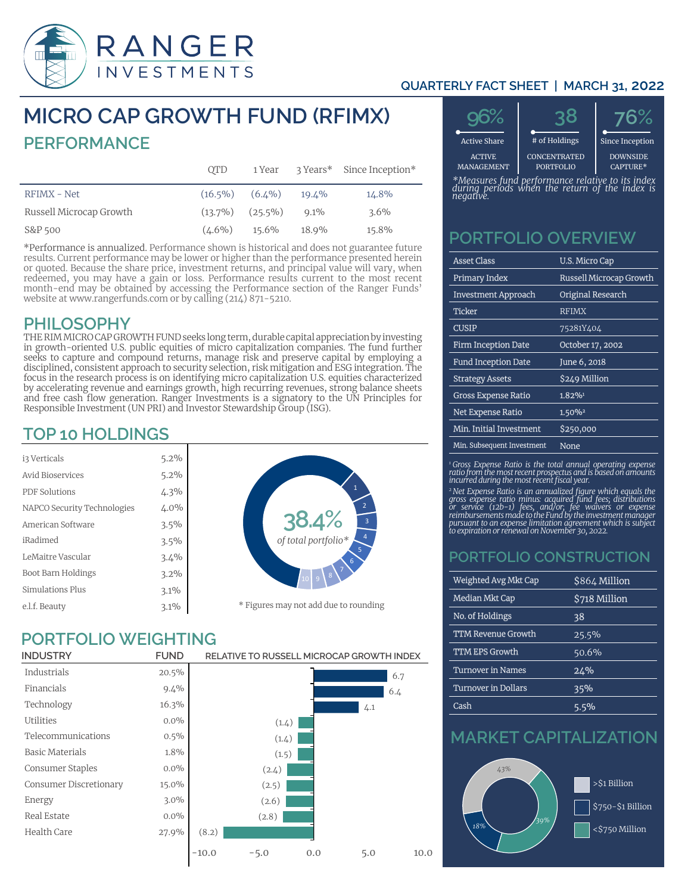# RANGER INVESTMENTS

QUARTERLY FACT SHEET | MARCH 31, 2022

# MICRO CAP GROWTH FUND (RFIMX)

## PERFORMANCE

| | QTD | 1 Year | 3 Years* | Since Inception* |
|---|---|---|---|---|
| RFIMX - Net | (16.5%) | (6.4%) | 19.4% | 14.8% |
| Russell Microcap Growth | (13.7%) | (25.5%) | 9.1% | 3.6% |
| S&P 500 | (4.6%) | 15.6% | 18.9% | 15.8% |

*Performance is annualized. Performance shown is historical and does not guarantee future results. Current performance may be lower or higher than the performance presented herein or quoted. Because the share price, investment returns, and principal value will vary, when redeemed, you may have a gain or loss. Performance results current to the most recent month-end may be obtained by accessing the Performance section of the Ranger Funds' website at www.rangerfunds.com or by calling (214) 871-5210.

## PHILOSOPHY

THE RIM MICRO CAP GROWTH FUND seeks long term, durable capital appreciation by investing in growth-oriented U.S. public equities of micro capitalization companies. The fund further seeks to capture and compound returns, manage risk and preserve capital by employing a disciplined, consistent approach to security selection, risk mitigation and ESG integration. The focus in the research process is on identifying micro capitalization U.S. equities characterized by accelerating revenue and earnings growth, high recurring revenues, strong balance sheets and free cash flow generation. Ranger Investments is a signatory to the UN Principles for Responsible Investment (UN PRI) and Investor Stewardship Group (ISG).

## TOP 10 HOLDINGS

| Holding | Weight |
|---|---|
| i3 Verticals | 5.2% |
| Avid Bioservices | 5.2% |
| PDF Solutions | 4.3% |
| NAPCO Security Technologies | 4.0% |
| American Software | 3.5% |
| iRadimed | 3.5% |
| LeMaitre Vascular | 3.4% |
| Boot Barn Holdings | 3.2% |
| Simulations Plus | 3.1% |
| e.l.f. Beauty | 3.1% |

38.4% of total portfolio*

\* Figures may not add due to rounding

## PORTFOLIO WEIGHTING

| INDUSTRY | FUND | RELATIVE TO RUSSELL MICROCAP GROWTH INDEX |
|---|---|---|
| Industrials | 20.5% | 6.7 |
| Financials | 9.4% | 6.4 |
| Technology | 16.3% | 4.1 |
| Utilities | 0.0% | (1.4) |
| Telecommunications | 0.5% | (1.4) |
| Basic Materials | 1.8% | (1.5) |
| Consumer Staples | 0.0% | (2.4) |
| Consumer Discretionary | 15.0% | (2.5) |
| Energy | 3.0% | (2.6) |
| Real Estate | 0.0% | (2.8) |
| Health Care | 27.9% | (8.2) |

| 96% | 38 | 76% |
|---|---|---|
| Active Share | # of Holdings | Since Inception |
| ACTIVE MANAGEMENT | CONCENTRATED PORTFOLIO | DOWNSIDE CAPTURE* |

*Measures fund performance relative to its index during periods when the return of the index is negative.

## PORTFOLIO OVERVIEW

| | |
|---|---|
| Asset Class | U.S. Micro Cap |
| Primary Index | Russell Microcap Growth |
| Investment Approach | Original Research |
| Ticker | RFIMX |
| CUSIP | 75281Y404 |
| Firm Inception Date | October 17, 2002 |
| Fund Inception Date | June 6, 2018 |
| Strategy Assets | $249 Million |
| Gross Expense Ratio | 1.82%[1] |
| Net Expense Ratio | 1.50%[2] |
| Min. Initial Investment | $250,000 |
| Min. Subsequent Investment | None |

*[1] Gross Expense Ratio is the total annual operating expense ratio from the most recent prospectus and is based on amounts incurred during the most recent fiscal year.*

*[2] Net Expense Ratio is an annualized figure which equals the gross expense ratio minus: acquired fund fees; distributions or service (12b-1) fees, and/or; fee waivers or expense reimbursements made to the Fund by the investment manager pursuant to an expense limitation agreement which is subject to expiration or renewal on November 30, 2022.*

## PORTFOLIO CONSTRUCTION

| | |
|---|---|
| Weighted Avg Mkt Cap | $864 Million |
| Median Mkt Cap | $718 Million |
| No. of Holdings | 38 |
| TTM Revenue Growth | 25.5% |
| TTM EPS Growth | 50.6% |
| Turnover in Names | 24% |
| Turnover in Dollars | 35% |
| Cash | 5.5% |

## MARKET CAPITALIZATION

| Range | Weight |
|---|---|
| >$1 Billion | 43% |
| $750-$1 Billion | 18% |
| <$750 Million | 39% |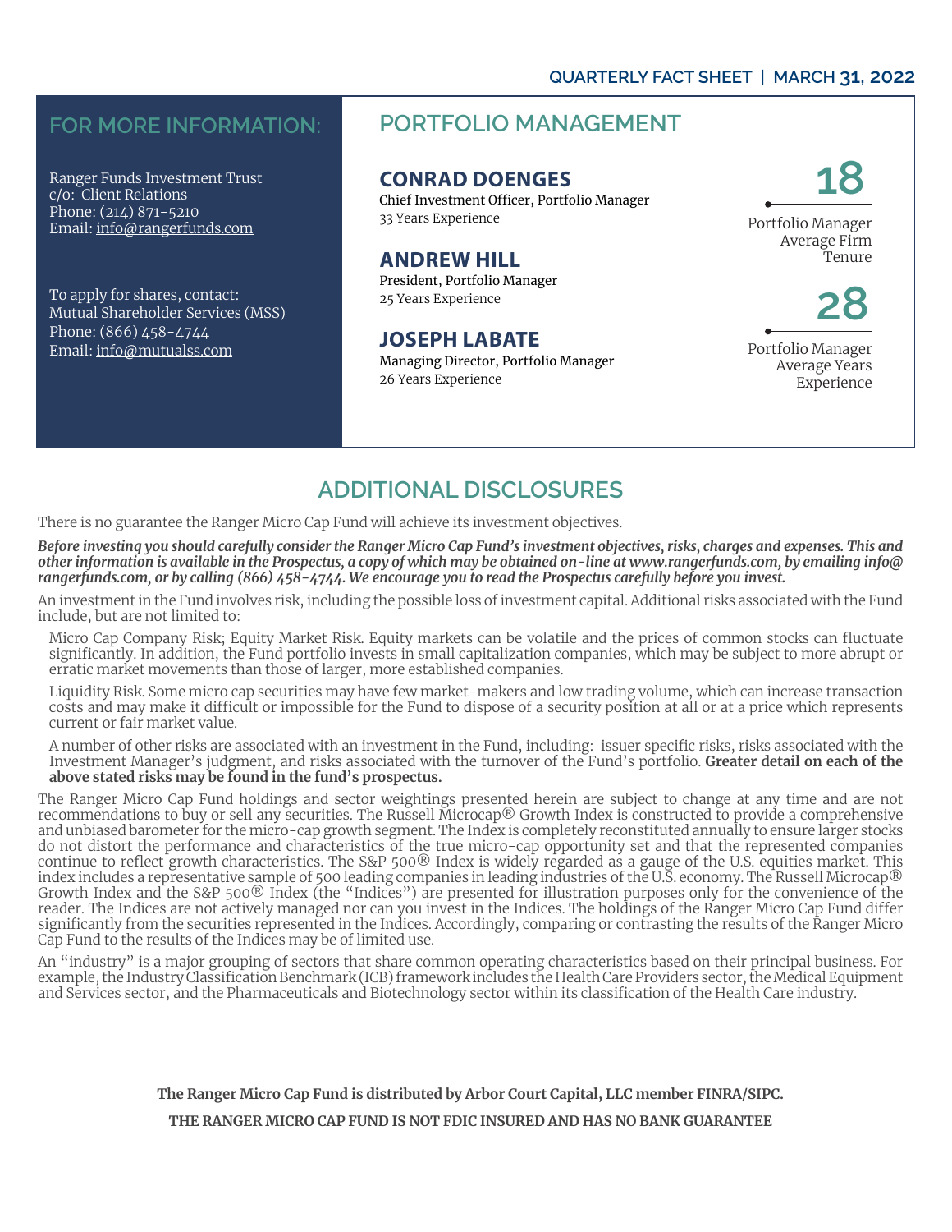QUARTERLY FACT SHEET | MARCH 31, 2022

## FOR MORE INFORMATION:

Ranger Funds Investment Trust
c/o: Client Relations
Phone: (214) 871-5210
Email: info@rangerfunds.com

To apply for shares, contact:
Mutual Shareholder Services (MSS)
Phone: (866) 458-4744
Email: info@mutualss.com

## PORTFOLIO MANAGEMENT

### CONRAD DOENGES
Chief Investment Officer, Portfolio Manager
33 Years Experience

### ANDREW HILL
President, Portfolio Manager
25 Years Experience

### JOSEPH LABATE
Managing Director, Portfolio Manager
26 Years Experience

**18**
Portfolio Manager Average Firm Tenure

**28**
Portfolio Manager Average Years Experience

## ADDITIONAL DISCLOSURES

There is no guarantee the Ranger Micro Cap Fund will achieve its investment objectives.

***Before investing you should carefully consider the Ranger Micro Cap Fund's investment objectives, risks, charges and expenses. This and other information is available in the Prospectus, a copy of which may be obtained on-line at www.rangerfunds.com, by emailing info@rangerfunds.com, or by calling (866) 458-4744. We encourage you to read the Prospectus carefully before you invest.***

An investment in the Fund involves risk, including the possible loss of investment capital. Additional risks associated with the Fund include, but are not limited to:

Micro Cap Company Risk; Equity Market Risk. Equity markets can be volatile and the prices of common stocks can fluctuate significantly. In addition, the Fund portfolio invests in small capitalization companies, which may be subject to more abrupt or erratic market movements than those of larger, more established companies.

Liquidity Risk. Some micro cap securities may have few market-makers and low trading volume, which can increase transaction costs and may make it difficult or impossible for the Fund to dispose of a security position at all or at a price which represents current or fair market value.

A number of other risks are associated with an investment in the Fund, including: issuer specific risks, risks associated with the Investment Manager's judgment, and risks associated with the turnover of the Fund's portfolio. **Greater detail on each of the above stated risks may be found in the fund's prospectus.**

The Ranger Micro Cap Fund holdings and sector weightings presented herein are subject to change at any time and are not recommendations to buy or sell any securities. The Russell Microcap® Growth Index is constructed to provide a comprehensive and unbiased barometer for the micro-cap growth segment. The Index is completely reconstituted annually to ensure larger stocks do not distort the performance and characteristics of the true micro-cap opportunity set and that the represented companies continue to reflect growth characteristics. The S&P 500® Index is widely regarded as a gauge of the U.S. equities market. This index includes a representative sample of 500 leading companies in leading industries of the U.S. economy. The Russell Microcap® Growth Index and the S&P 500® Index (the "Indices") are presented for illustration purposes only for the convenience of the reader. The Indices are not actively managed nor can you invest in the Indices. The holdings of the Ranger Micro Cap Fund differ significantly from the securities represented in the Indices. Accordingly, comparing or contrasting the results of the Ranger Micro Cap Fund to the results of the Indices may be of limited use.

An "industry" is a major grouping of sectors that share common operating characteristics based on their principal business. For example, the Industry Classification Benchmark (ICB) framework includes the Health Care Providers sector, the Medical Equipment and Services sector, and the Pharmaceuticals and Biotechnology sector within its classification of the Health Care industry.

**The Ranger Micro Cap Fund is distributed by Arbor Court Capital, LLC member FINRA/SIPC.**

**THE RANGER MICRO CAP FUND IS NOT FDIC INSURED AND HAS NO BANK GUARANTEE**